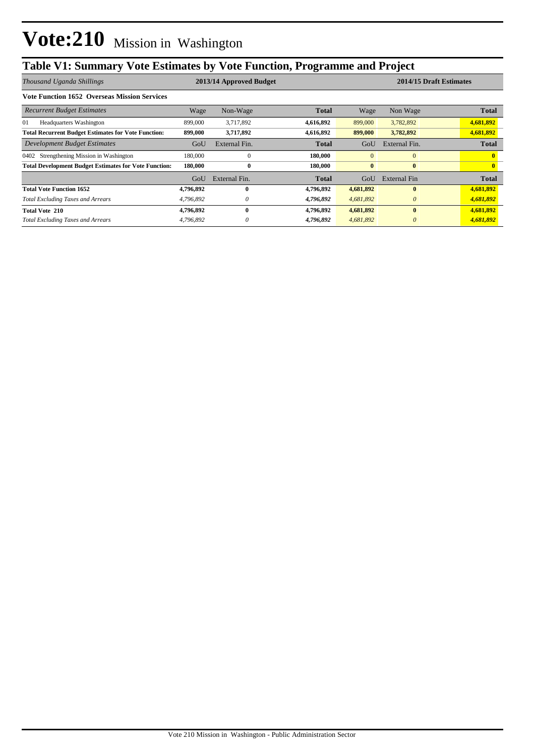# Vote:210 Mission in Washington

## Table V1: Summary Vote Estimates by Vote Function, Programme and Project

| *Thousand Uganda Shillings* | 2013/14 Approved Budget | | | 2014/15 Draft Estimates | | |
|---|---|---|---|---|---|---|
| **Vote Function 1652 Overseas Mission Services** | | | | | | |
| *Recurrent Budget Estimates* | Wage | Non-Wage | **Total** | Wage | Non Wage | **Total** |
| 01 Headquarters Washington | 899,000 | 3,717,892 | **4,616,892** | 899,000 | 3,782,892 | **4,681,892** |
| **Total Recurrent Budget Estimates for Vote Function:** | **899,000** | **3,717,892** | **4,616,892** | **899,000** | **3,782,892** | **4,681,892** |
| *Development Budget Estimates* | GoU | External Fin. | **Total** | GoU | External Fin. | **Total** |
| 0402 Strengthening Mission in Washington | 180,000 | 0 | **180,000** | 0 | 0 | **0** |
| **Total Development Budget Estimates for Vote Function:** | **180,000** | **0** | **180,000** | **0** | **0** | **0** |
| | GoU | External Fin. | **Total** | GoU | External Fin | **Total** |
| **Total Vote Function 1652** | **4,796,892** | **0** | **4,796,892** | **4,681,892** | **0** | **4,681,892** |
| *Total Excluding Taxes and Arrears* | *4,796,892* | *0* | ***4,796,892*** | *4,681,892* | *0* | ***4,681,892*** |
| **Total Vote 210** | **4,796,892** | **0** | **4,796,892** | **4,681,892** | **0** | **4,681,892** |
| *Total Excluding Taxes and Arrears* | *4,796,892* | *0* | ***4,796,892*** | *4,681,892* | *0* | ***4,681,892*** |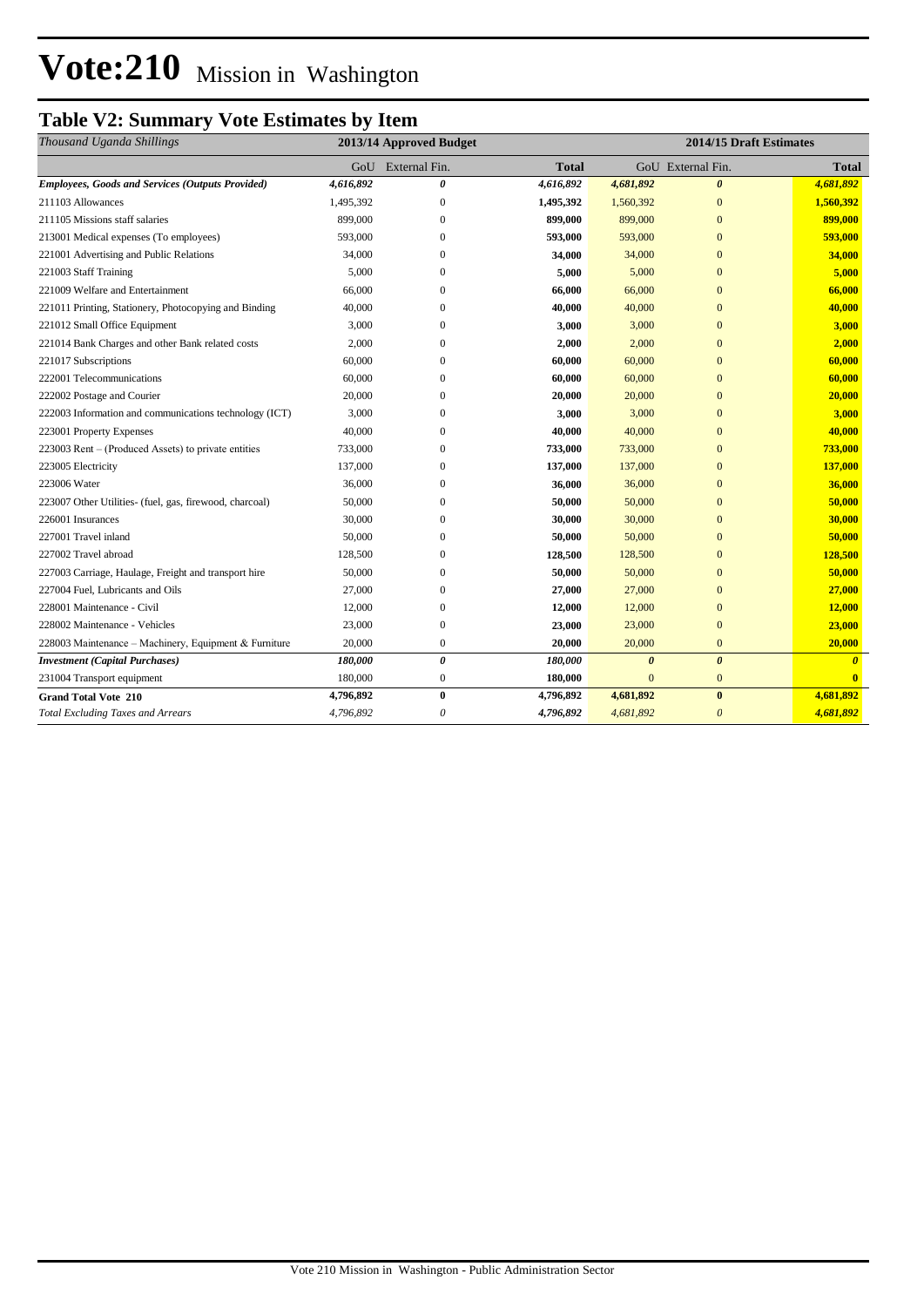# Vote:210 Mission in Washington

## Table V2: Summary Vote Estimates by Item

| *Thousand Uganda Shillings* | 2013/14 Approved Budget | | | 2014/15 Draft Estimates | | |
|---|---|---|---|---|---|---|
| | GoU | External Fin. | Total | GoU | External Fin. | Total |
| ***Employees, Goods and Services (Outputs Provided)*** | ***4,616,892*** | ***0*** | ***4,616,892*** | ***4,681,892*** | ***0*** | ***4,681,892*** |
| 211103 Allowances | 1,495,392 | 0 | **1,495,392** | 1,560,392 | 0 | **1,560,392** |
| 211105 Missions staff salaries | 899,000 | 0 | **899,000** | 899,000 | 0 | **899,000** |
| 213001 Medical expenses (To employees) | 593,000 | 0 | **593,000** | 593,000 | 0 | **593,000** |
| 221001 Advertising and Public Relations | 34,000 | 0 | **34,000** | 34,000 | 0 | **34,000** |
| 221003 Staff Training | 5,000 | 0 | **5,000** | 5,000 | 0 | **5,000** |
| 221009 Welfare and Entertainment | 66,000 | 0 | **66,000** | 66,000 | 0 | **66,000** |
| 221011 Printing, Stationery, Photocopying and Binding | 40,000 | 0 | **40,000** | 40,000 | 0 | **40,000** |
| 221012 Small Office Equipment | 3,000 | 0 | **3,000** | 3,000 | 0 | **3,000** |
| 221014 Bank Charges and other Bank related costs | 2,000 | 0 | **2,000** | 2,000 | 0 | **2,000** |
| 221017 Subscriptions | 60,000 | 0 | **60,000** | 60,000 | 0 | **60,000** |
| 222001 Telecommunications | 60,000 | 0 | **60,000** | 60,000 | 0 | **60,000** |
| 222002 Postage and Courier | 20,000 | 0 | **20,000** | 20,000 | 0 | **20,000** |
| 222003 Information and communications technology (ICT) | 3,000 | 0 | **3,000** | 3,000 | 0 | **3,000** |
| 223001 Property Expenses | 40,000 | 0 | **40,000** | 40,000 | 0 | **40,000** |
| 223003 Rent – (Produced Assets) to private entities | 733,000 | 0 | **733,000** | 733,000 | 0 | **733,000** |
| 223005 Electricity | 137,000 | 0 | **137,000** | 137,000 | 0 | **137,000** |
| 223006 Water | 36,000 | 0 | **36,000** | 36,000 | 0 | **36,000** |
| 223007 Other Utilities- (fuel, gas, firewood, charcoal) | 50,000 | 0 | **50,000** | 50,000 | 0 | **50,000** |
| 226001 Insurances | 30,000 | 0 | **30,000** | 30,000 | 0 | **30,000** |
| 227001 Travel inland | 50,000 | 0 | **50,000** | 50,000 | 0 | **50,000** |
| 227002 Travel abroad | 128,500 | 0 | **128,500** | 128,500 | 0 | **128,500** |
| 227003 Carriage, Haulage, Freight and transport hire | 50,000 | 0 | **50,000** | 50,000 | 0 | **50,000** |
| 227004 Fuel, Lubricants and Oils | 27,000 | 0 | **27,000** | 27,000 | 0 | **27,000** |
| 228001 Maintenance - Civil | 12,000 | 0 | **12,000** | 12,000 | 0 | **12,000** |
| 228002 Maintenance - Vehicles | 23,000 | 0 | **23,000** | 23,000 | 0 | **23,000** |
| 228003 Maintenance – Machinery, Equipment & Furniture | 20,000 | 0 | **20,000** | 20,000 | 0 | **20,000** |
| ***Investment (Capital Purchases)*** | ***180,000*** | ***0*** | ***180,000*** | ***0*** | ***0*** | ***0*** |
| 231004 Transport equipment | 180,000 | 0 | **180,000** | 0 | 0 | **0** |
| **Grand Total Vote 210** | **4,796,892** | **0** | **4,796,892** | **4,681,892** | **0** | **4,681,892** |
| *Total Excluding Taxes and Arrears* | *4,796,892* | *0* | *4,796,892* | *4,681,892* | *0* | ***4,681,892*** |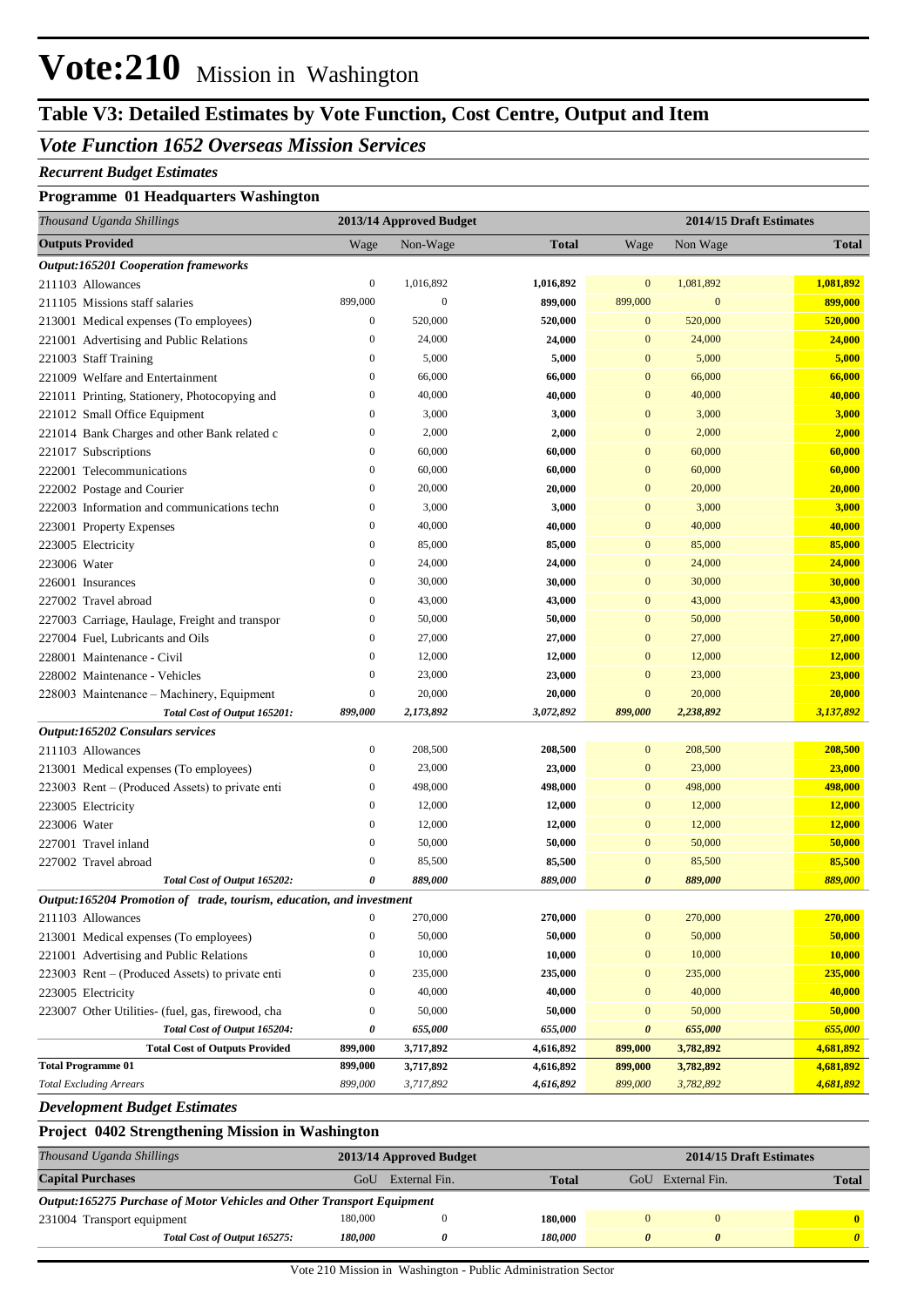# Vote:210 Mission in Washington

## Table V3: Detailed Estimates by Vote Function, Cost Centre, Output and Item

### *Vote Function 1652 Overseas Mission Services*

***Recurrent Budget Estimates***

**Programme 01 Headquarters Washington**

| *Thousand Uganda Shillings* | 2013/14 Approved Budget | | | 2014/15 Draft Estimates | | |
|---|---|---|---|---|---|---|
| **Outputs Provided** | Wage | Non-Wage | **Total** | Wage | Non Wage | **Total** |
| ***Output:165201 Cooperation frameworks*** | | | | | | |
| 211103 Allowances | 0 | 1,016,892 | **1,016,892** | 0 | 1,081,892 | **1,081,892** |
| 211105 Missions staff salaries | 899,000 | 0 | **899,000** | 899,000 | 0 | **899,000** |
| 213001 Medical expenses (To employees) | 0 | 520,000 | **520,000** | 0 | 520,000 | **520,000** |
| 221001 Advertising and Public Relations | 0 | 24,000 | **24,000** | 0 | 24,000 | **24,000** |
| 221003 Staff Training | 0 | 5,000 | **5,000** | 0 | 5,000 | **5,000** |
| 221009 Welfare and Entertainment | 0 | 66,000 | **66,000** | 0 | 66,000 | **66,000** |
| 221011 Printing, Stationery, Photocopying and | 0 | 40,000 | **40,000** | 0 | 40,000 | **40,000** |
| 221012 Small Office Equipment | 0 | 3,000 | **3,000** | 0 | 3,000 | **3,000** |
| 221014 Bank Charges and other Bank related c | 0 | 2,000 | **2,000** | 0 | 2,000 | **2,000** |
| 221017 Subscriptions | 0 | 60,000 | **60,000** | 0 | 60,000 | **60,000** |
| 222001 Telecommunications | 0 | 60,000 | **60,000** | 0 | 60,000 | **60,000** |
| 222002 Postage and Courier | 0 | 20,000 | **20,000** | 0 | 20,000 | **20,000** |
| 222003 Information and communications techn | 0 | 3,000 | **3,000** | 0 | 3,000 | **3,000** |
| 223001 Property Expenses | 0 | 40,000 | **40,000** | 0 | 40,000 | **40,000** |
| 223005 Electricity | 0 | 85,000 | **85,000** | 0 | 85,000 | **85,000** |
| 223006 Water | 0 | 24,000 | **24,000** | 0 | 24,000 | **24,000** |
| 226001 Insurances | 0 | 30,000 | **30,000** | 0 | 30,000 | **30,000** |
| 227002 Travel abroad | 0 | 43,000 | **43,000** | 0 | 43,000 | **43,000** |
| 227003 Carriage, Haulage, Freight and transpor | 0 | 50,000 | **50,000** | 0 | 50,000 | **50,000** |
| 227004 Fuel, Lubricants and Oils | 0 | 27,000 | **27,000** | 0 | 27,000 | **27,000** |
| 228001 Maintenance - Civil | 0 | 12,000 | **12,000** | 0 | 12,000 | **12,000** |
| 228002 Maintenance - Vehicles | 0 | 23,000 | **23,000** | 0 | 23,000 | **23,000** |
| 228003 Maintenance – Machinery, Equipment | 0 | 20,000 | **20,000** | 0 | 20,000 | **20,000** |
| ***Total Cost of Output 165201:*** | ***899,000*** | ***2,173,892*** | ***3,072,892*** | ***899,000*** | ***2,238,892*** | ***3,137,892*** |
| ***Output:165202 Consulars services*** | | | | | | |
| 211103 Allowances | 0 | 208,500 | **208,500** | 0 | 208,500 | **208,500** |
| 213001 Medical expenses (To employees) | 0 | 23,000 | **23,000** | 0 | 23,000 | **23,000** |
| 223003 Rent – (Produced Assets) to private enti | 0 | 498,000 | **498,000** | 0 | 498,000 | **498,000** |
| 223005 Electricity | 0 | 12,000 | **12,000** | 0 | 12,000 | **12,000** |
| 223006 Water | 0 | 12,000 | **12,000** | 0 | 12,000 | **12,000** |
| 227001 Travel inland | 0 | 50,000 | **50,000** | 0 | 50,000 | **50,000** |
| 227002 Travel abroad | 0 | 85,500 | **85,500** | 0 | 85,500 | **85,500** |
| ***Total Cost of Output 165202:*** | ***0*** | ***889,000*** | ***889,000*** | ***0*** | ***889,000*** | ***889,000*** |
| ***Output:165204 Promotion of trade, tourism, education, and investment*** | | | | | | |
| 211103 Allowances | 0 | 270,000 | **270,000** | 0 | 270,000 | **270,000** |
| 213001 Medical expenses (To employees) | 0 | 50,000 | **50,000** | 0 | 50,000 | **50,000** |
| 221001 Advertising and Public Relations | 0 | 10,000 | **10,000** | 0 | 10,000 | **10,000** |
| 223003 Rent – (Produced Assets) to private enti | 0 | 235,000 | **235,000** | 0 | 235,000 | **235,000** |
| 223005 Electricity | 0 | 40,000 | **40,000** | 0 | 40,000 | **40,000** |
| 223007 Other Utilities- (fuel, gas, firewood, cha | 0 | 50,000 | **50,000** | 0 | 50,000 | **50,000** |
| ***Total Cost of Output 165204:*** | ***0*** | ***655,000*** | ***655,000*** | ***0*** | ***655,000*** | ***655,000*** |
| **Total Cost of Outputs Provided** | **899,000** | **3,717,892** | **4,616,892** | **899,000** | **3,782,892** | **4,681,892** |
| **Total Programme 01** | **899,000** | **3,717,892** | **4,616,892** | **899,000** | **3,782,892** | **4,681,892** |
| *Total Excluding Arrears* | *899,000* | *3,717,892* | *4,616,892* | *899,000* | *3,782,892* | *4,681,892* |

***Development Budget Estimates***

**Project 0402 Strengthening Mission in Washington**

| *Thousand Uganda Shillings* | 2013/14 Approved Budget | | | 2014/15 Draft Estimates | | |
|---|---|---|---|---|---|---|
| **Capital Purchases** | GoU | External Fin. | **Total** | GoU | External Fin. | **Total** |
| ***Output:165275 Purchase of Motor Vehicles and Other Transport Equipment*** | | | | | | |
| 231004 Transport equipment | 180,000 | 0 | **180,000** | 0 | 0 | **0** |
| ***Total Cost of Output 165275:*** | ***180,000*** | ***0*** | ***180,000*** | ***0*** | ***0*** | ***0*** |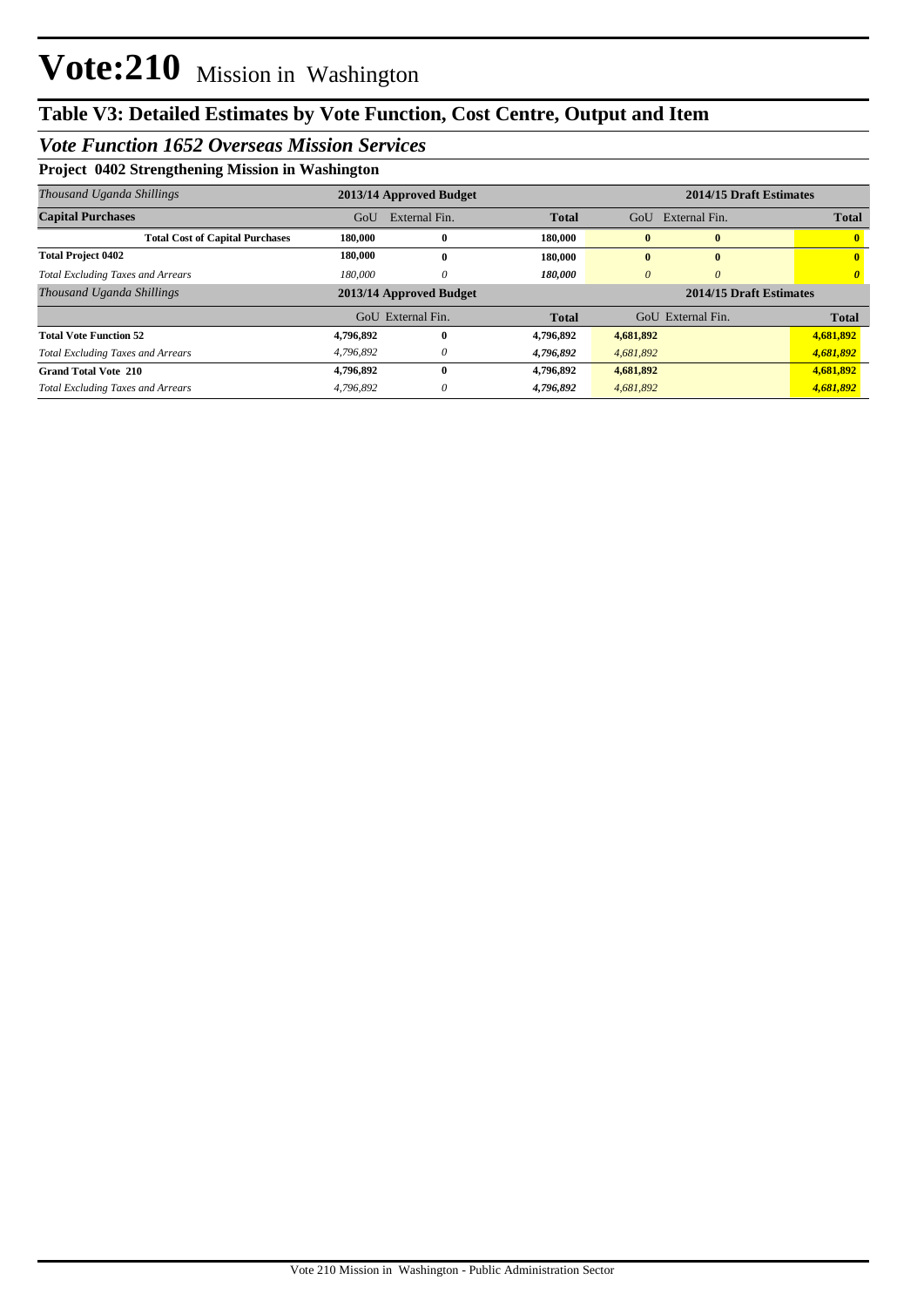# Vote:210 Mission in Washington

## Table V3: Detailed Estimates by Vote Function, Cost Centre, Output and Item

### *Vote Function 1652 Overseas Mission Services*

**Project 0402 Strengthening Mission in Washington**

| *Thousand Uganda Shillings* | 2013/14 Approved Budget | | | 2014/15 Draft Estimates | | |
|---|---|---|---|---|---|---|
| **Capital Purchases** | GoU | External Fin. | **Total** | GoU | External Fin. | **Total** |
| **Total Cost of Capital Purchases** | **180,000** | **0** | **180,000** | **0** | **0** | **0** |
| **Total Project 0402** | **180,000** | **0** | **180,000** | **0** | **0** | **0** |
| *Total Excluding Taxes and Arrears* | *180,000* | *0* | ***180,000*** | *0* | *0* | ***0*** |

| *Thousand Uganda Shillings* | 2013/14 Approved Budget | | | 2014/15 Draft Estimates | | |
|---|---|---|---|---|---|---|
| | GoU | External Fin. | **Total** | GoU | External Fin. | **Total** |
| **Total Vote Function 52** | **4,796,892** | **0** | **4,796,892** | **4,681,892** | | **4,681,892** |
| *Total Excluding Taxes and Arrears* | *4,796,892* | *0* | ***4,796,892*** | *4,681,892* | | ***4,681,892*** |
| **Grand Total Vote 210** | **4,796,892** | **0** | **4,796,892** | **4,681,892** | | **4,681,892** |
| *Total Excluding Taxes and Arrears* | *4,796,892* | *0* | ***4,796,892*** | *4,681,892* | | ***4,681,892*** |